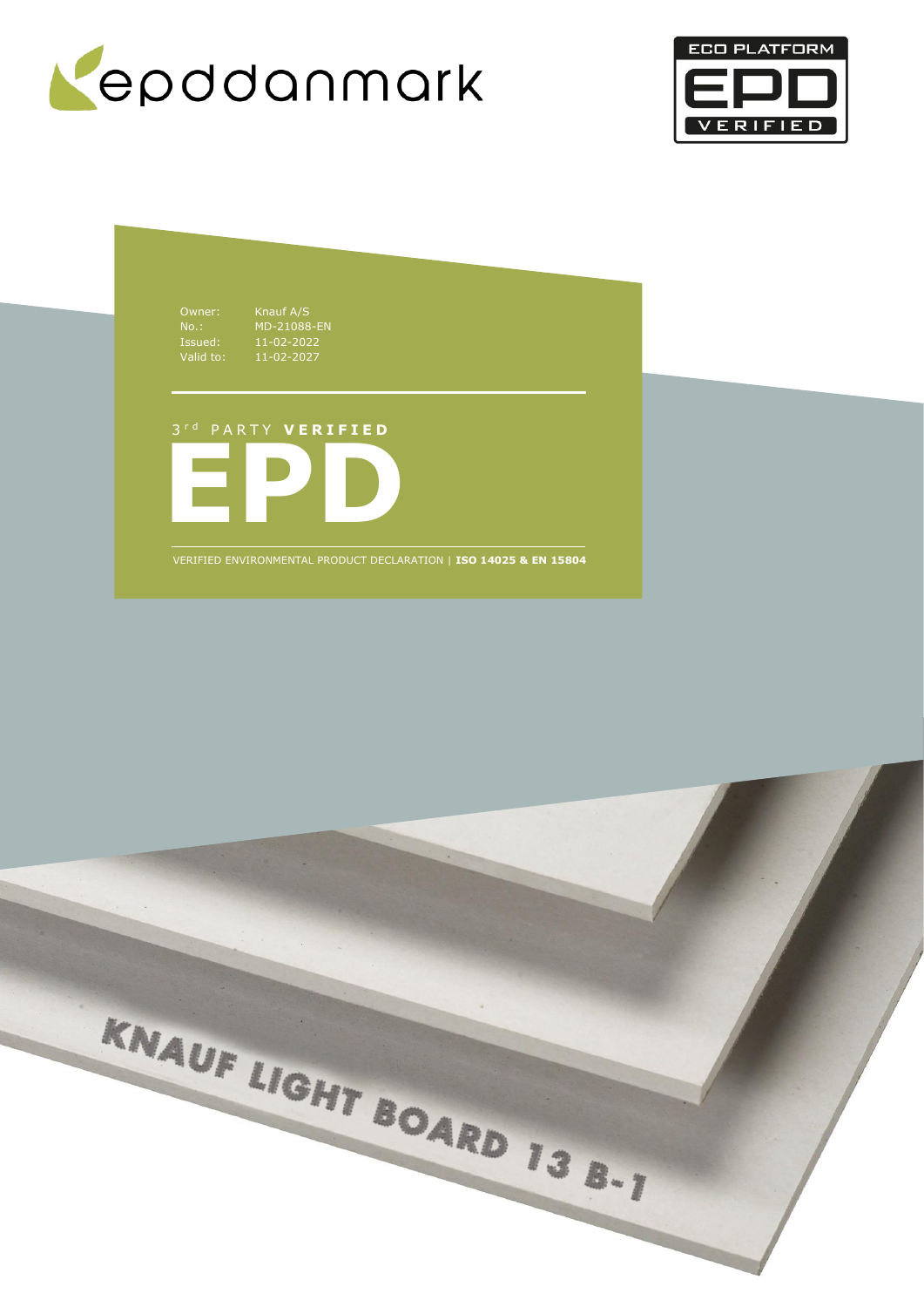epddanmark

ECO PLATFORM EPD VERIFIED

Owner: Knauf A/S
No.: MD-21088-EN
Issued: 11-02-2022
Valid to: 11-02-2027

3rd PARTY **VERIFIED**

# EPD

VERIFIED ENVIRONMENTAL PRODUCT DECLARATION | **ISO 14025 & EN 15804**

KNAUF LIGHT BOARD 13 B-1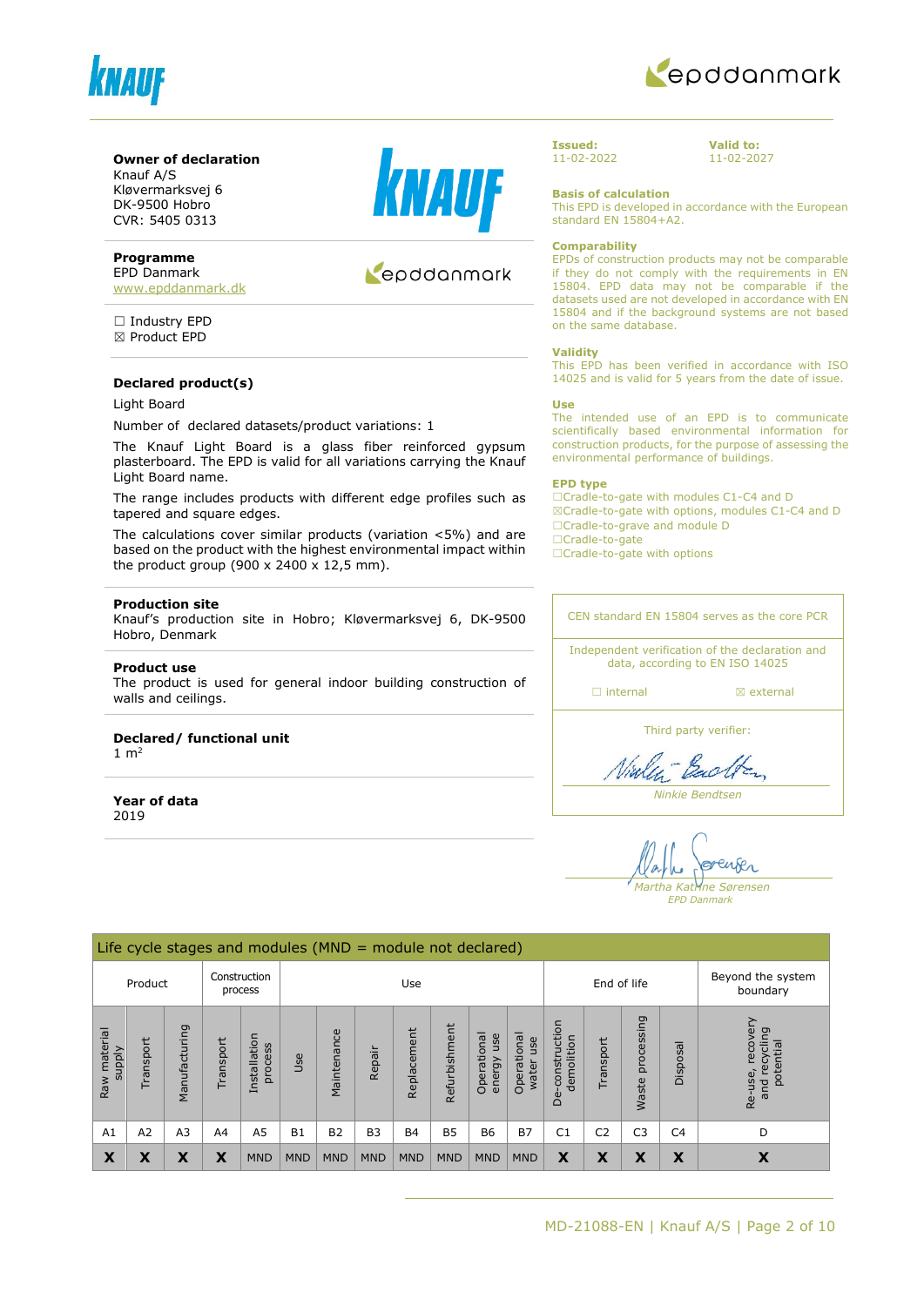**Owner of declaration**
Knauf A/S
Kløvermarksvej 6
DK-9500 Hobro
CVR: 5405 0313

**Programme**
EPD Danmark
www.epddanmark.dk

☐ Industry EPD
☒ Product EPD

**Declared product(s)**

Light Board

Number of declared datasets/product variations: 1

The Knauf Light Board is a glass fiber reinforced gypsum plasterboard. The EPD is valid for all variations carrying the Knauf Light Board name.

The range includes products with different edge profiles such as tapered and square edges.

The calculations cover similar products (variation <5%) and are based on the product with the highest environmental impact within the product group (900 x 2400 x 12,5 mm).

**Production site**
Knauf's production site in Hobro; Kløvermarksvej 6, DK-9500 Hobro, Denmark

**Product use**
The product is used for general indoor building construction of walls and ceilings.

**Declared/ functional unit**
1 $m^2$

**Year of data**
2019

**Issued:**
11-02-2022

**Valid to:**
11-02-2027

**Basis of calculation**
This EPD is developed in accordance with the European standard EN 15804+A2.

**Comparability**
EPDs of construction products may not be comparable if they do not comply with the requirements in EN 15804. EPD data may not be comparable if the datasets used are not developed in accordance with EN 15804 and if the background systems are not based on the same database.

**Validity**
This EPD has been verified in accordance with ISO 14025 and is valid for 5 years from the date of issue.

**Use**
The intended use of an EPD is to communicate scientifically based environmental information for construction products, for the purpose of assessing the environmental performance of buildings.

**EPD type**
☐Cradle-to-gate with modules C1-C4 and D
☒Cradle-to-gate with options, modules C1-C4 and D
☐Cradle-to-grave and module D
☐Cradle-to-gate
☐Cradle-to-gate with options

CEN standard EN 15804 serves as the core PCR

Independent verification of the declaration and data, according to EN ISO 14025

☐ internal ☒ external

Third party verifier:

*Ninkie Bendtsen*

*Martha Katrine Sørensen*
*EPD Danmark*

| Life cycle stages and modules (MND = module not declared) | | | | | | | | | | | | | | | | |
|---|---|---|---|---|---|---|---|---|---|---|---|---|---|---|---|---|
| Product | | | Construction process | | Use | | | | | | | End of life | | | | Beyond the system boundary |
| Raw material supply | Transport | Manufacturing | Transport | Installation process | Use | Maintenance | Repair | Replacement | Refurbishment | Operational energy use | Operational water use | De-construction demolition | Transport | Waste processing | Disposal | Re-use, recovery and recycling potential |
| A1 | A2 | A3 | A4 | A5 | B1 | B2 | B3 | B4 | B5 | B6 | B7 | C1 | C2 | C3 | C4 | D |
| X | X | X | X | MND | MND | MND | MND | MND | MND | MND | MND | X | X | X | X | X |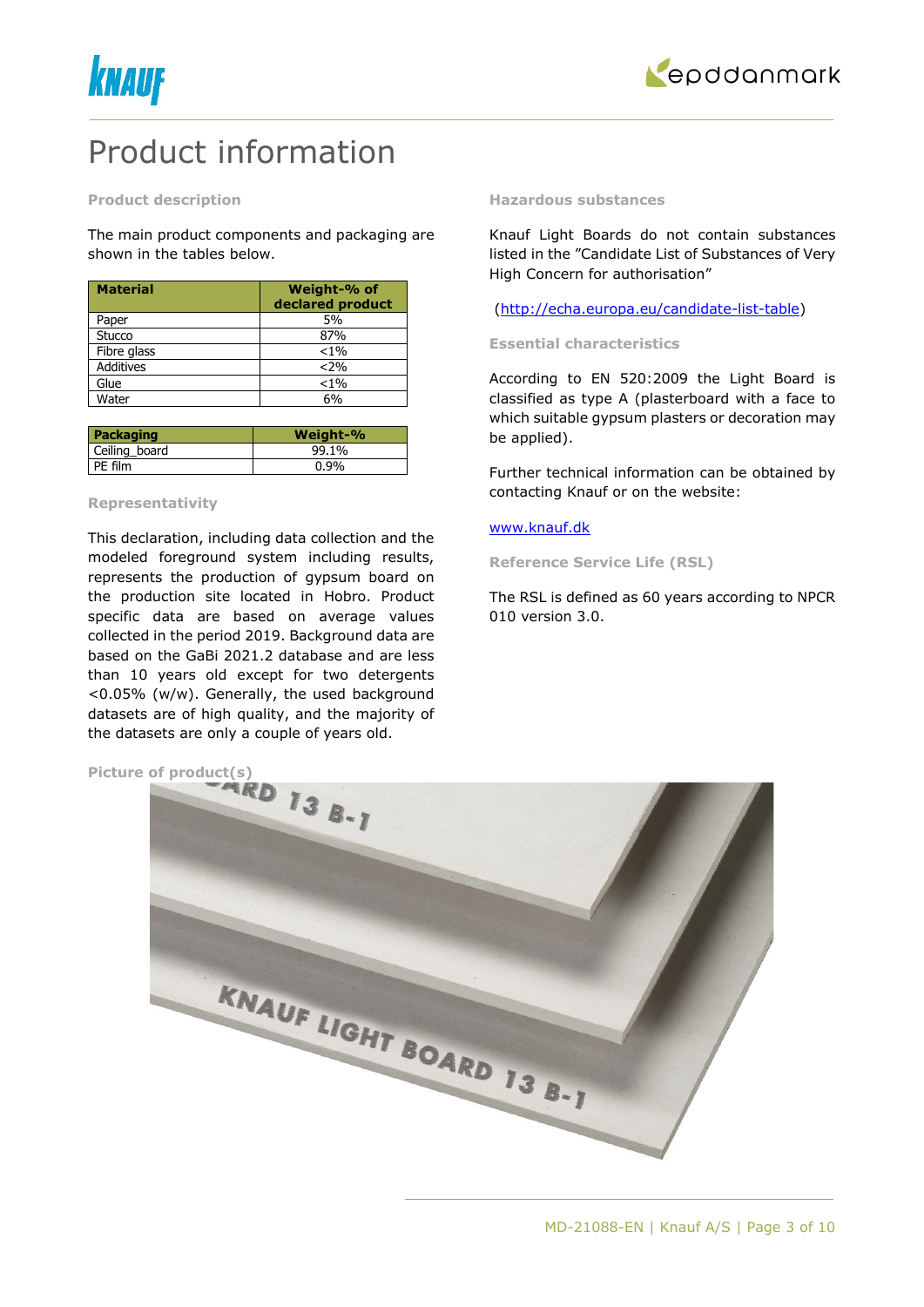# Product information

### Product description

The main product components and packaging are shown in the tables below.

| Material | Weight-% of declared product |
|---|---|
| Paper | 5% |
| Stucco | 87% |
| Fibre glass | <1% |
| Additives | <2% |
| Glue | <1% |
| Water | 6% |

| Packaging | Weight-% |
|---|---|
| Ceiling_board | 99.1% |
| PE film | 0.9% |

### Representativity

This declaration, including data collection and the modeled foreground system including results, represents the production of gypsum board on the production site located in Hobro. Product specific data are based on average values collected in the period 2019. Background data are based on the GaBi 2021.2 database and are less than 10 years old except for two detergents <0.05% (w/w). Generally, the used background datasets are of high quality, and the majority of the datasets are only a couple of years old.

### Picture of product(s)

### Hazardous substances

Knauf Light Boards do not contain substances listed in the "Candidate List of Substances of Very High Concern for authorisation"

(http://echa.europa.eu/candidate-list-table)

### Essential characteristics

According to EN 520:2009 the Light Board is classified as type A (plasterboard with a face to which suitable gypsum plasters or decoration may be applied).

Further technical information can be obtained by contacting Knauf or on the website:

www.knauf.dk

### Reference Service Life (RSL)

The RSL is defined as 60 years according to NPCR 010 version 3.0.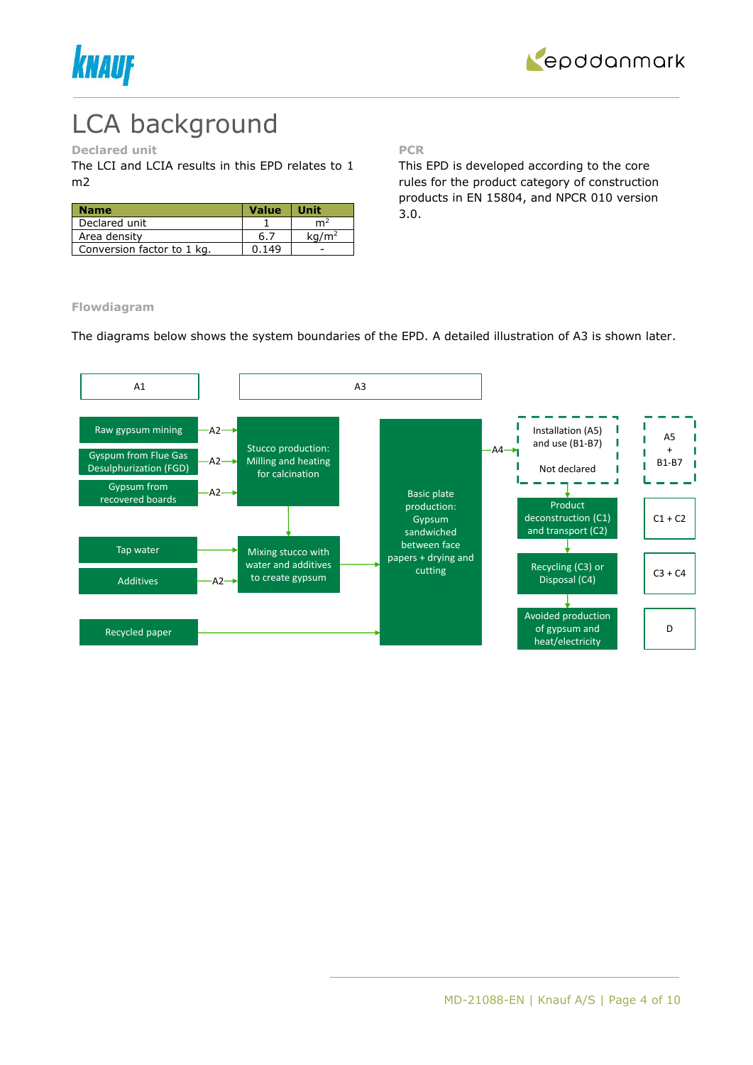# LCA background

### Declared unit

The LCI and LCIA results in this EPD relates to 1 m2

| Name | Value | Unit |
| --- | --- | --- |
| Declared unit | 1 | $m^2$ |
| Area density | 6.7 | $kg/m^2$ |
| Conversion factor to 1 kg. | 0.149 | - |

### PCR

This EPD is developed according to the core rules for the product category of construction products in EN 15804, and NPCR 010 version 3.0.

### Flowdiagram

The diagrams below shows the system boundaries of the EPD. A detailed illustration of A3 is shown later.

A1

- Raw gypsum mining —A2→
- Gypsum from Flue Gas Desulphurization (FGD) —A2→
- Gypsum from recovered boards —A2→
- Tap water
- Additives —A2→
- Recycled paper

A3

- Stucco production: Milling and heating for calcination
- Mixing stucco with water and additives to create gypsum
- Basic plate production: Gypsum sandwiched between face papers + drying and cutting —A4→

Installation (A5) and use (B1-B7)

Not declared

A5 + B1-B7

Product deconstruction (C1) and transport (C2) — C1 + C2

Recycling (C3) or Disposal (C4) — C3 + C4

Avoided production of gypsum and heat/electricity — D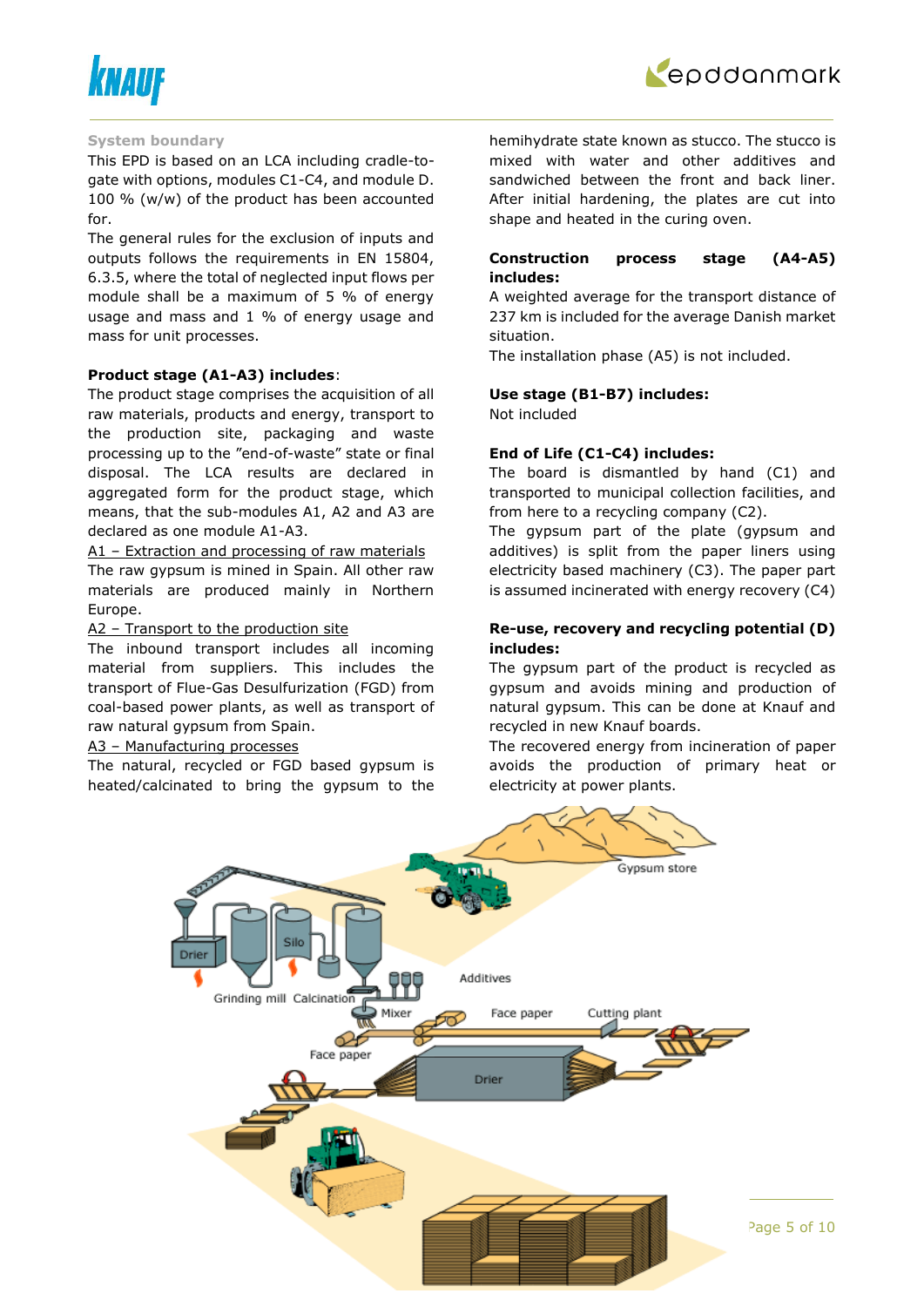### System boundary

This EPD is based on an LCA including cradle-to-gate with options, modules C1-C4, and module D. 100 % (w/w) of the product has been accounted for.

The general rules for the exclusion of inputs and outputs follows the requirements in EN 15804, 6.3.5, where the total of neglected input flows per module shall be a maximum of 5 % of energy usage and mass and 1 % of energy usage and mass for unit processes.

**Product stage (A1-A3) includes**:

The product stage comprises the acquisition of all raw materials, products and energy, transport to the production site, packaging and waste processing up to the "end-of-waste" state or final disposal. The LCA results are declared in aggregated form for the product stage, which means, that the sub-modules A1, A2 and A3 are declared as one module A1-A3.

A1 – Extraction and processing of raw materials

The raw gypsum is mined in Spain. All other raw materials are produced mainly in Northern Europe.

A2 – Transport to the production site

The inbound transport includes all incoming material from suppliers. This includes the transport of Flue-Gas Desulfurization (FGD) from coal-based power plants, as well as transport of raw natural gypsum from Spain.

A3 – Manufacturing processes

The natural, recycled or FGD based gypsum is heated/calcinated to bring the gypsum to the hemihydrate state known as stucco. The stucco is mixed with water and other additives and sandwiched between the front and back liner. After initial hardening, the plates are cut into shape and heated in the curing oven.

**Construction process stage (A4-A5) includes:**

A weighted average for the transport distance of 237 km is included for the average Danish market situation.

The installation phase (A5) is not included.

**Use stage (B1-B7) includes:**

Not included

**End of Life (C1-C4) includes:**

The board is dismantled by hand (C1) and transported to municipal collection facilities, and from here to a recycling company (C2).

The gypsum part of the plate (gypsum and additives) is split from the paper liners using electricity based machinery (C3). The paper part is assumed incinerated with energy recovery (C4)

**Re-use, recovery and recycling potential (D) includes:**

The gypsum part of the product is recycled as gypsum and avoids mining and production of natural gypsum. This can be done at Knauf and recycled in new Knauf boards.

The recovered energy from incineration of paper avoids the production of primary heat or electricity at power plants.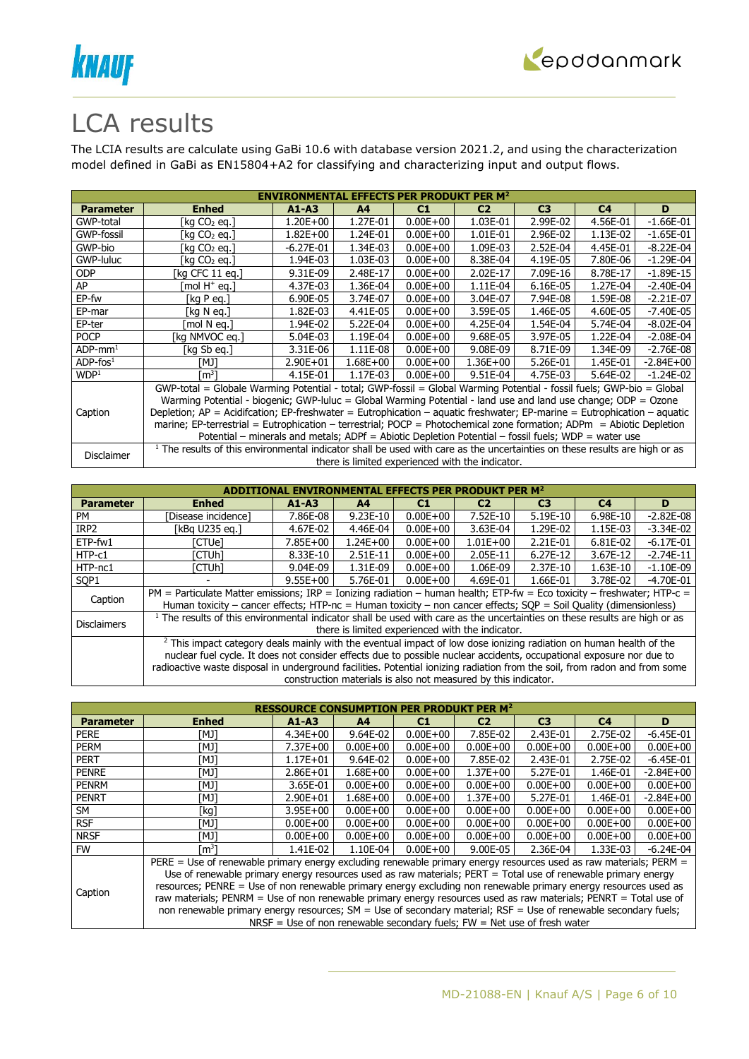# LCA results

The LCIA results are calculate using GaBi 10.6 with database version 2021.2, and using the characterization model defined in GaBi as EN15804+A2 for classifying and characterizing input and output flows.

| ENVIRONMENTAL EFFECTS PER PRODUKT PER M² | | | | | | | | |
|---|---|---|---|---|---|---|---|---|
| **Parameter** | **Enhed** | **A1-A3** | **A4** | **C1** | **C2** | **C3** | **C4** | **D** |
| GWP-total | [kg $CO_2$ eq.] | 1.20E+00 | 1.27E-01 | 0.00E+00 | 1.03E-01 | 2.99E-02 | 4.56E-01 | -1.66E-01 |
| GWP-fossil | [kg $CO_2$ eq.] | 1.82E+00 | 1.24E-01 | 0.00E+00 | 1.01E-01 | 2.96E-02 | 1.13E-02 | -1.65E-01 |
| GWP-bio | [kg $CO_2$ eq.] | -6.27E-01 | 1.34E-03 | 0.00E+00 | 1.09E-03 | 2.52E-04 | 4.45E-01 | -8.22E-04 |
| GWP-luluc | [kg $CO_2$ eq.] | 1.94E-03 | 1.03E-03 | 0.00E+00 | 8.38E-04 | 4.19E-05 | 7.80E-06 | -1.29E-04 |
| ODP | [kg CFC 11 eq.] | 9.31E-09 | 2.48E-17 | 0.00E+00 | 2.02E-17 | 7.09E-16 | 8.78E-17 | -1.89E-15 |
| AP | [mol $H^+$ eq.] | 4.37E-03 | 1.36E-04 | 0.00E+00 | 1.11E-04 | 6.16E-05 | 1.27E-04 | -2.40E-04 |
| EP-fw | [kg P eq.] | 6.90E-05 | 3.74E-07 | 0.00E+00 | 3.04E-07 | 7.94E-08 | 1.59E-08 | -2.21E-07 |
| EP-mar | [kg N eq.] | 1.82E-03 | 4.41E-05 | 0.00E+00 | 3.59E-05 | 1.46E-05 | 4.60E-05 | -7.40E-05 |
| EP-ter | [mol N eq.] | 1.94E-02 | 5.22E-04 | 0.00E+00 | 4.25E-04 | 1.54E-04 | 5.74E-04 | -8.02E-04 |
| POCP | [kg NMVOC eq.] | 5.04E-03 | 1.19E-04 | 0.00E+00 | 9.68E-05 | 3.97E-05 | 1.22E-04 | -2.08E-04 |
| ADP-mm[1] | [kg Sb eq.] | 3.31E-06 | 1.11E-08 | 0.00E+00 | 9.08E-09 | 8.71E-09 | 1.34E-09 | -2.76E-08 |
| ADP-fos[1] | [MJ] | 2.90E+01 | 1.68E+00 | 0.00E+00 | 1.36E+00 | 5.26E-01 | 1.45E-01 | -2.84E+00 |
| WDP[1] | [$m^3$] | 4.15E-01 | 1.17E-03 | 0.00E+00 | 9.51E-04 | 4.75E-03 | 5.64E-02 | -1.24E-02 |
| Caption | GWP-total = Globale Warming Potential - total; GWP-fossil = Global Warming Potential - fossil fuels; GWP-bio = Global Warming Potential - biogenic; GWP-luluc = Global Warming Potential - land use and land use change; ODP = Ozone Depletion; AP = Acidifcation; EP-freshwater = Eutrophication – aquatic freshwater; EP-marine = Eutrophication – aquatic marine; EP-terrestrial = Eutrophication – terrestrial; POCP = Photochemical zone formation; ADPm = Abiotic Depletion Potential – minerals and metals; ADPf = Abiotic Depletion Potential – fossil fuels; WDP = water use | | | | | | | |
| Disclaimer | [1] The results of this environmental indicator shall be used with care as the uncertainties on these results are high or as there is limited experienced with the indicator. | | | | | | | |

| ADDITIONAL ENVIRONMENTAL EFFECTS PER PRODUKT PER M² | | | | | | | | |
|---|---|---|---|---|---|---|---|---|
| **Parameter** | **Enhed** | **A1-A3** | **A4** | **C1** | **C2** | **C3** | **C4** | **D** |
| PM | [Disease incidence] | 7.86E-08 | 9.23E-10 | 0.00E+00 | 7.52E-10 | 5.19E-10 | 6.98E-10 | -2.82E-08 |
| IRP2 | [kBq U235 eq.] | 4.67E-02 | 4.46E-04 | 0.00E+00 | 3.63E-04 | 1.29E-02 | 1.15E-03 | -3.34E-02 |
| ETP-fw1 | [CTUe] | 7.85E+00 | 1.24E+00 | 0.00E+00 | 1.01E+00 | 2.21E-01 | 6.81E-02 | -6.17E-01 |
| HTP-c1 | [CTUh] | 8.33E-10 | 2.51E-11 | 0.00E+00 | 2.05E-11 | 6.27E-12 | 3.67E-12 | -2.74E-11 |
| HTP-nc1 | [CTUh] | 9.04E-09 | 1.31E-09 | 0.00E+00 | 1.06E-09 | 2.37E-10 | 1.63E-10 | -1.10E-09 |
| SQP1 | - | 9.55E+00 | 5.76E-01 | 0.00E+00 | 4.69E-01 | 1.66E-01 | 3.78E-02 | -4.70E-01 |
| Caption | PM = Particulate Matter emissions; IRP = Ionizing radiation – human health; ETP-fw = Eco toxicity – freshwater; HTP-c = Human toxicity – cancer effects; HTP-nc = Human toxicity – non cancer effects; SQP = Soil Quality (dimensionless) | | | | | | | |
| Disclaimers | [1] The results of this environmental indicator shall be used with care as the uncertainties on these results are high or as there is limited experienced with the indicator. | | | | | | | |
| | [2] This impact category deals mainly with the eventual impact of low dose ionizing radiation on human health of the nuclear fuel cycle. It does not consider effects due to possible nuclear accidents, occupational exposure nor due to radioactive waste disposal in underground facilities. Potential ionizing radiation from the soil, from radon and from some construction materials is also not measured by this indicator. | | | | | | | |

| RESSOURCE CONSUMPTION PER PRODUKT PER M² | | | | | | | | |
|---|---|---|---|---|---|---|---|---|
| **Parameter** | **Enhed** | **A1-A3** | **A4** | **C1** | **C2** | **C3** | **C4** | **D** |
| PERE | [MJ] | 4.34E+00 | 9.64E-02 | 0.00E+00 | 7.85E-02 | 2.43E-01 | 2.75E-02 | -6.45E-01 |
| PERM | [MJ] | 7.37E+00 | 0.00E+00 | 0.00E+00 | 0.00E+00 | 0.00E+00 | 0.00E+00 | 0.00E+00 |
| PERT | [MJ] | 1.17E+01 | 9.64E-02 | 0.00E+00 | 7.85E-02 | 2.43E-01 | 2.75E-02 | -6.45E-01 |
| PENRE | [MJ] | 2.86E+01 | 1.68E+00 | 0.00E+00 | 1.37E+00 | 5.27E-01 | 1.46E-01 | -2.84E+00 |
| PENRM | [MJ] | 3.65E-01 | 0.00E+00 | 0.00E+00 | 0.00E+00 | 0.00E+00 | 0.00E+00 | 0.00E+00 |
| PENRT | [MJ] | 2.90E+01 | 1.68E+00 | 0.00E+00 | 1.37E+00 | 5.27E-01 | 1.46E-01 | -2.84E+00 |
| SM | [kg] | 3.95E+00 | 0.00E+00 | 0.00E+00 | 0.00E+00 | 0.00E+00 | 0.00E+00 | 0.00E+00 |
| RSF | [MJ] | 0.00E+00 | 0.00E+00 | 0.00E+00 | 0.00E+00 | 0.00E+00 | 0.00E+00 | 0.00E+00 |
| NRSF | [MJ] | 0.00E+00 | 0.00E+00 | 0.00E+00 | 0.00E+00 | 0.00E+00 | 0.00E+00 | 0.00E+00 |
| FW | [$m^3$] | 1.41E-02 | 1.10E-04 | 0.00E+00 | 9.00E-05 | 2.36E-04 | 1.33E-03 | -6.24E-04 |
| Caption | PERE = Use of renewable primary energy excluding renewable primary energy resources used as raw materials; PERM = Use of renewable primary energy resources used as raw materials; PERT = Total use of renewable primary energy resources; PENRE = Use of non renewable primary energy excluding non renewable primary energy resources used as raw materials; PENRM = Use of non renewable primary energy resources used as raw materials; PENRT = Total use of non renewable primary energy resources; SM = Use of secondary material; RSF = Use of renewable secondary fuels; NRSF = Use of non renewable secondary fuels; FW = Net use of fresh water | | | | | | | |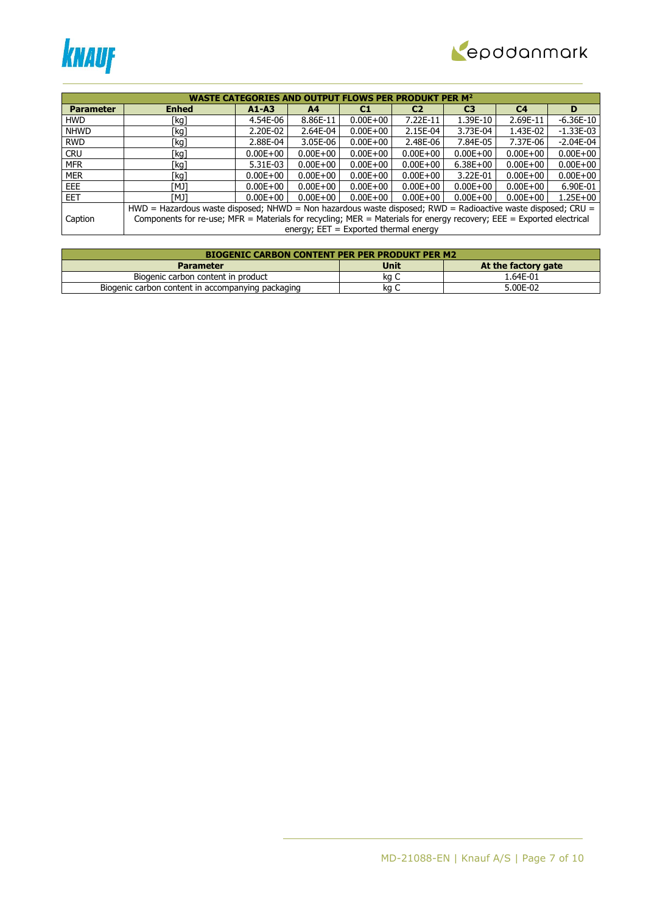| WASTE CATEGORIES AND OUTPUT FLOWS PER PRODUKT PER M$^2$ | | | | | | | | |
|---|---|---|---|---|---|---|---|---|
| **Parameter** | **Enhed** | **A1-A3** | **A4** | **C1** | **C2** | **C3** | **C4** | **D** |
| HWD | [kg] | 4.54E-06 | 8.86E-11 | 0.00E+00 | 7.22E-11 | 1.39E-10 | 2.69E-11 | -6.36E-10 |
| NHWD | [kg] | 2.20E-02 | 2.64E-04 | 0.00E+00 | 2.15E-04 | 3.73E-04 | 1.43E-02 | -1.33E-03 |
| RWD | [kg] | 2.88E-04 | 3.05E-06 | 0.00E+00 | 2.48E-06 | 7.84E-05 | 7.37E-06 | -2.04E-04 |
| CRU | [kg] | 0.00E+00 | 0.00E+00 | 0.00E+00 | 0.00E+00 | 0.00E+00 | 0.00E+00 | 0.00E+00 |
| MFR | [kg] | 5.31E-03 | 0.00E+00 | 0.00E+00 | 0.00E+00 | 6.38E+00 | 0.00E+00 | 0.00E+00 |
| MER | [kg] | 0.00E+00 | 0.00E+00 | 0.00E+00 | 0.00E+00 | 3.22E-01 | 0.00E+00 | 0.00E+00 |
| EEE | [MJ] | 0.00E+00 | 0.00E+00 | 0.00E+00 | 0.00E+00 | 0.00E+00 | 0.00E+00 | 6.90E-01 |
| EET | [MJ] | 0.00E+00 | 0.00E+00 | 0.00E+00 | 0.00E+00 | 0.00E+00 | 0.00E+00 | 1.25E+00 |
| Caption | HWD = Hazardous waste disposed; NHWD = Non hazardous waste disposed; RWD = Radioactive waste disposed; CRU = Components for re-use; MFR = Materials for recycling; MER = Materials for energy recovery; EEE = Exported electrical energy; EET = Exported thermal energy | | | | | | | |

| BIOGENIC CARBON CONTENT PER PER PRODUKT PER M2 | | |
|---|---|---|
| **Parameter** | **Unit** | **At the factory gate** |
| Biogenic carbon content in product | kg C | 1.64E-01 |
| Biogenic carbon content in accompanying packaging | kg C | 5.00E-02 |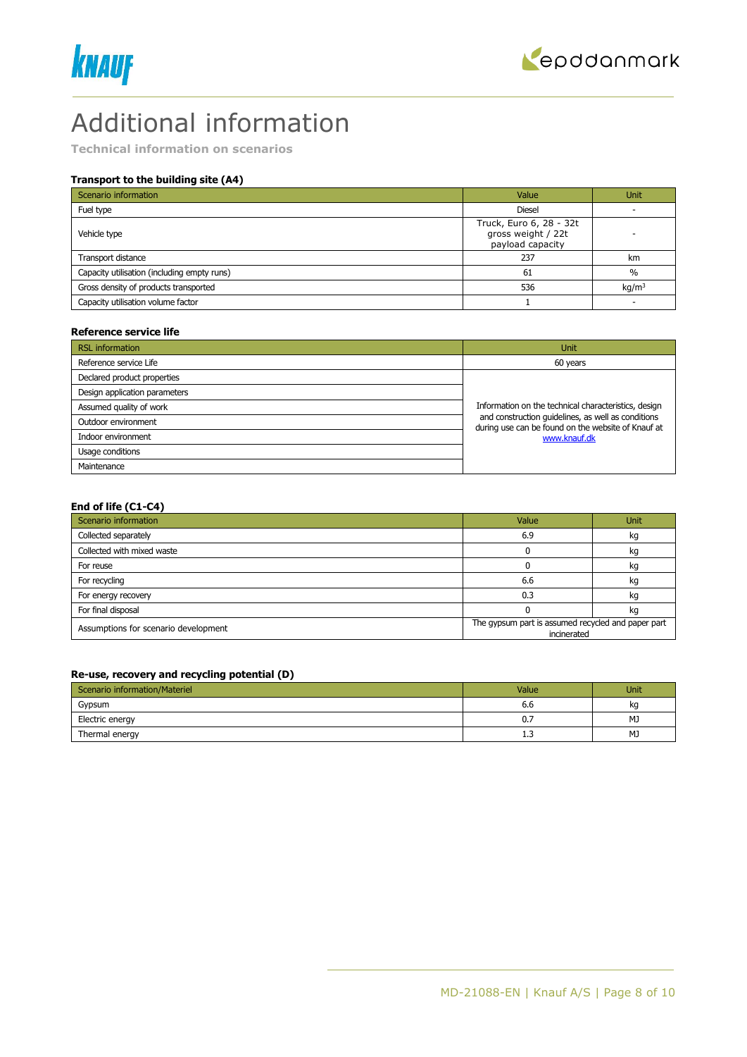# Additional information

**Technical information on scenarios**

### Transport to the building site (A4)

| Scenario information | Value | Unit |
|---|---|---|
| Fuel type | Diesel | - |
| Vehicle type | Truck, Euro 6, 28 - 32t gross weight / 22t payload capacity | - |
| Transport distance | 237 | km |
| Capacity utilisation (including empty runs) | 61 | % |
| Gross density of products transported | 536 | kg/m$^3$ |
| Capacity utilisation volume factor | 1 | - |

### Reference service life

| RSL information | Unit |
|---|---|
| Reference service Life | 60 years |
| Declared product properties | Information on the technical characteristics, design and construction guidelines, as well as conditions during use can be found on the website of Knauf at www.knauf.dk |
| Design application parameters | |
| Assumed quality of work | |
| Outdoor environment | |
| Indoor environment | |
| Usage conditions | |
| Maintenance | |

### End of life (C1-C4)

| Scenario information | Value | Unit |
|---|---|---|
| Collected separately | 6.9 | kg |
| Collected with mixed waste | 0 | kg |
| For reuse | 0 | kg |
| For recycling | 6.6 | kg |
| For energy recovery | 0.3 | kg |
| For final disposal | 0 | kg |
| Assumptions for scenario development | The gypsum part is assumed recycled and paper part incinerated | |

### Re-use, recovery and recycling potential (D)

| Scenario information/Materiel | Value | Unit |
|---|---|---|
| Gypsum | 6.6 | kg |
| Electric energy | 0.7 | MJ |
| Thermal energy | 1.3 | MJ |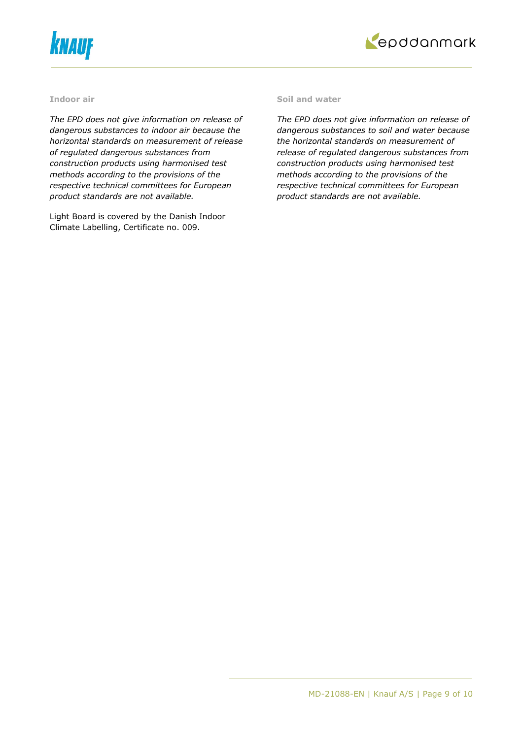#### Indoor air

*The EPD does not give information on release of dangerous substances to indoor air because the horizontal standards on measurement of release of regulated dangerous substances from construction products using harmonised test methods according to the provisions of the respective technical committees for European product standards are not available.*

Light Board is covered by the Danish Indoor Climate Labelling, Certificate no. 009.

#### Soil and water

*The EPD does not give information on release of dangerous substances to soil and water because the horizontal standards on measurement of release of regulated dangerous substances from construction products using harmonised test methods according to the provisions of the respective technical committees for European product standards are not available.*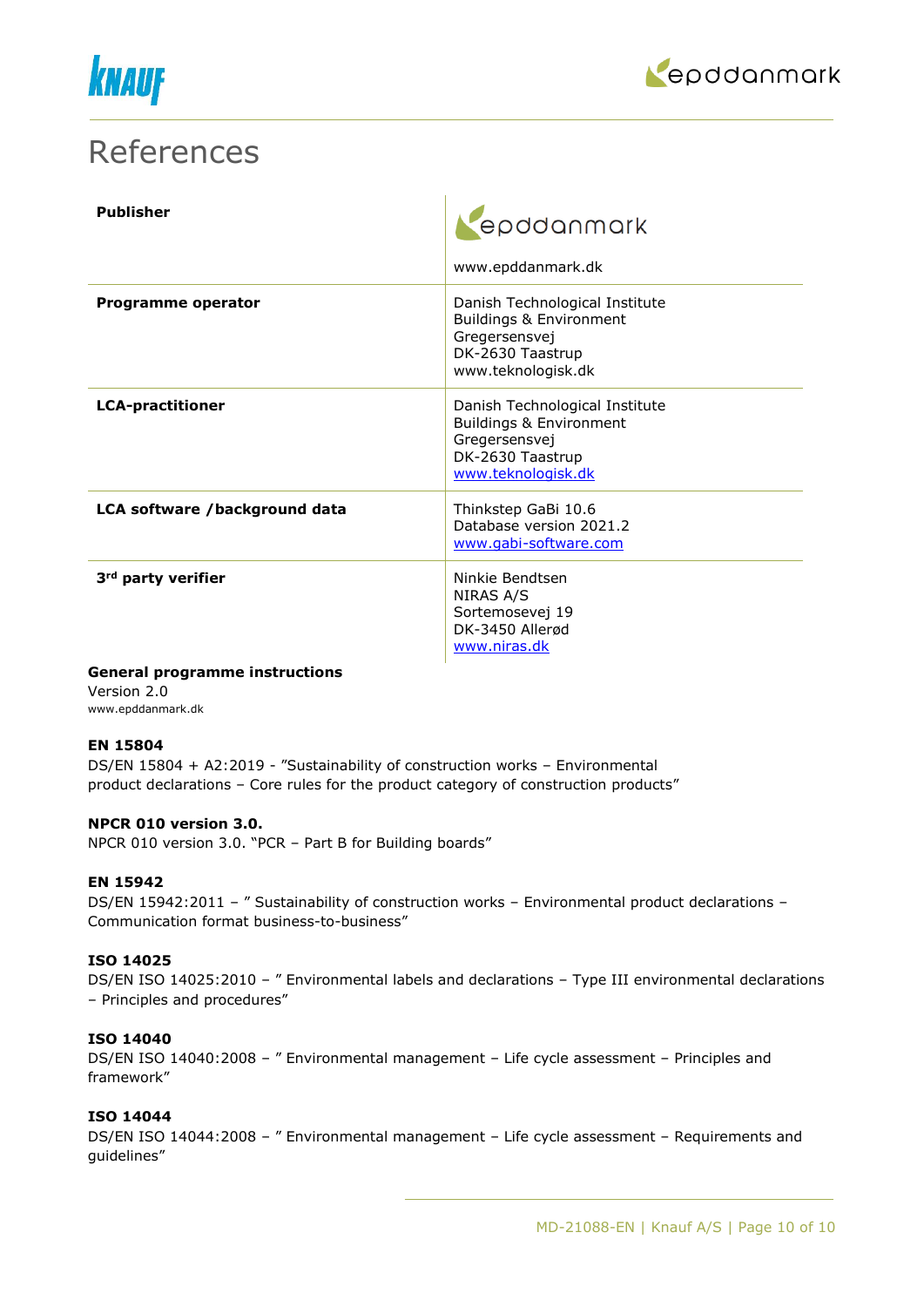# References

| | |
|---|---|
| **Publisher** | epddanmark<br>www.epddanmark.dk |
| **Programme operator** | Danish Technological Institute<br>Buildings & Environment<br>Gregersensvej<br>DK-2630 Taastrup<br>www.teknologisk.dk |
| **LCA-practitioner** | Danish Technological Institute<br>Buildings & Environment<br>Gregersensvej<br>DK-2630 Taastrup<br>www.teknologisk.dk |
| **LCA software /background data** | Thinkstep GaBi 10.6<br>Database version 2021.2<br>www.gabi-software.com |
| **3rd party verifier** | Ninkie Bendtsen<br>NIRAS A/S<br>Sortemosevej 19<br>DK-3450 Allerød<br>www.niras.dk |

**General programme instructions**
Version 2.0
www.epddanmark.dk

**EN 15804**
DS/EN 15804 + A2:2019 - "Sustainability of construction works – Environmental product declarations – Core rules for the product category of construction products"

**NPCR 010 version 3.0.**
NPCR 010 version 3.0. "PCR – Part B for Building boards"

**EN 15942**
DS/EN 15942:2011 – " Sustainability of construction works – Environmental product declarations – Communication format business-to-business"

**ISO 14025**
DS/EN ISO 14025:2010 – " Environmental labels and declarations – Type III environmental declarations – Principles and procedures"

**ISO 14040**
DS/EN ISO 14040:2008 – " Environmental management – Life cycle assessment – Principles and framework"

**ISO 14044**
DS/EN ISO 14044:2008 – " Environmental management – Life cycle assessment – Requirements and guidelines"